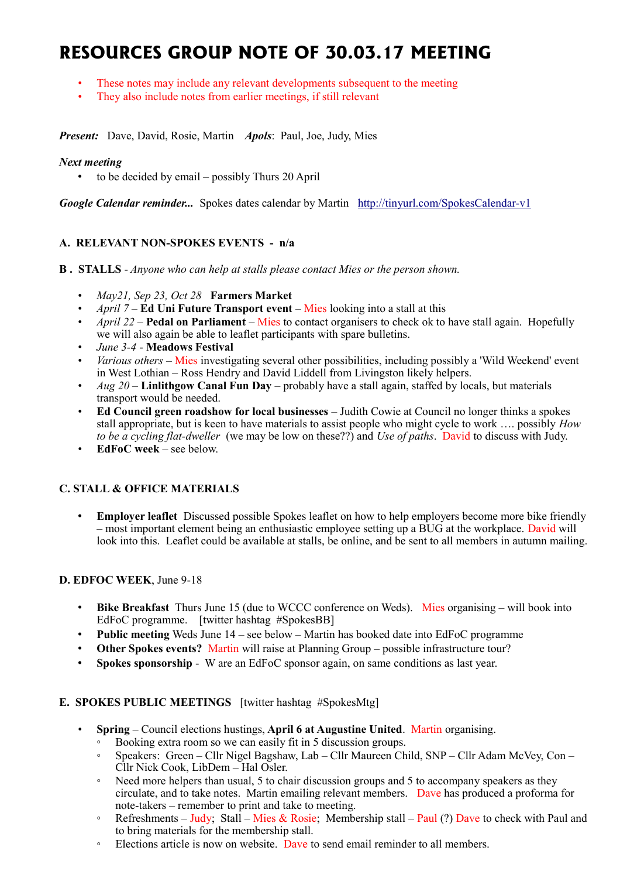# RESOURCES GROUP NOTE OF 30.03.17 MEETING

- These notes may include any relevant developments subsequent to the meeting
- They also include notes from earlier meetings, if still relevant

***Present:*** Dave, David, Rosie, Martin ***Apols***: Paul, Joe, Judy, Mies

***Next meeting***

- to be decided by email – possibly Thurs 20 April

***Google Calendar reminder...*** Spokes dates calendar by Martin http://tinyurl.com/SpokesCalendar-v1

**A. RELEVANT NON-SPOKES EVENTS - n/a**

**B . STALLS** - *Anyone who can help at stalls please contact Mies or the person shown.*

- *May21, Sep 23, Oct 28* **Farmers Market**
- *April 7* – **Ed Uni Future Transport event** – Mies looking into a stall at this
- *April 22* – **Pedal on Parliament** – Mies to contact organisers to check ok to have stall again. Hopefully we will also again be able to leaflet participants with spare bulletins.
- *June 3-4* - **Meadows Festival**
- *Various others* – Mies investigating several other possibilities, including possibly a 'Wild Weekend' event in West Lothian – Ross Hendry and David Liddell from Livingston likely helpers.
- *Aug 20* – **Linlithgow Canal Fun Day** – probably have a stall again, staffed by locals, but materials transport would be needed.
- **Ed Council green roadshow for local businesses** – Judith Cowie at Council no longer thinks a spokes stall appropriate, but is keen to have materials to assist people who might cycle to work …. possibly *How to be a cycling flat-dweller* (we may be low on these??) and *Use of paths*. David to discuss with Judy.
- **EdFoC week** – see below.

**C. STALL & OFFICE MATERIALS**

- **Employer leaflet** Discussed possible Spokes leaflet on how to help employers become more bike friendly – most important element being an enthusiastic employee setting up a BUG at the workplace. David will look into this. Leaflet could be available at stalls, be online, and be sent to all members in autumn mailing.

**D. EDFOC WEEK**, June 9-18

- **Bike Breakfast** Thurs June 15 (due to WCCC conference on Weds). Mies organising – will book into EdFoC programme. [twitter hashtag #SpokesBB]
- **Public meeting** Weds June 14 – see below – Martin has booked date into EdFoC programme
- **Other Spokes events?** Martin will raise at Planning Group – possible infrastructure tour?
- **Spokes sponsorship** - W are an EdFoC sponsor again, on same conditions as last year.

**E. SPOKES PUBLIC MEETINGS** [twitter hashtag #SpokesMtg]

- **Spring** – Council elections hustings, **April 6 at Augustine United**. Martin organising.
  - Booking extra room so we can easily fit in 5 discussion groups.
  - Speakers: Green – Cllr Nigel Bagshaw, Lab – Cllr Maureen Child, SNP – Cllr Adam McVey, Con – Cllr Nick Cook, LibDem – Hal Osler.
  - Need more helpers than usual, 5 to chair discussion groups and 5 to accompany speakers as they circulate, and to take notes. Martin emailing relevant members. Dave has produced a proforma for note-takers – remember to print and take to meeting.
  - Refreshments – Judy; Stall – Mies & Rosie; Membership stall – Paul (?) Dave to check with Paul and to bring materials for the membership stall.
  - Elections article is now on website. Dave to send email reminder to all members.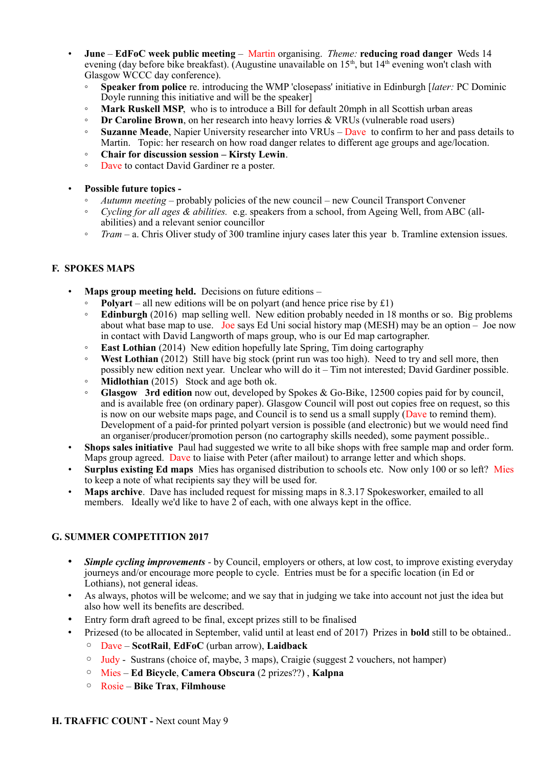- **June** – **EdFoC week public meeting** – Martin organising. *Theme:* **reducing road danger** Weds 14 evening (day before bike breakfast). (Augustine unavailable on 15th, but 14th evening won't clash with Glasgow WCCC day conference).
  - **Speaker from police** re. introducing the WMP 'closepass' initiative in Edinburgh [*later:* PC Dominic Doyle running this initiative and will be the speaker]
  - **Mark Ruskell MSP**, who is to introduce a Bill for default 20mph in all Scottish urban areas
  - **Dr Caroline Brown**, on her research into heavy lorries & VRUs (vulnerable road users)
  - **Suzanne Meade**, Napier University researcher into VRUs – Dave to confirm to her and pass details to Martin. Topic: her research on how road danger relates to different age groups and age/location.
  - **Chair for discussion session – Kirsty Lewin**.
  - Dave to contact David Gardiner re a poster.

- **Possible future topics -**
  - *Autumn meeting* – probably policies of the new council – new Council Transport Convener
  - *Cycling for all ages & abilities.* e.g. speakers from a school, from Ageing Well, from ABC (all-abilities) and a relevant senior councillor
  - *Tram* – a. Chris Oliver study of 300 tramline injury cases later this year b. Tramline extension issues.

## F. SPOKES MAPS

- **Maps group meeting held.** Decisions on future editions –
  - **Polyart** – all new editions will be on polyart (and hence price rise by £1)
  - **Edinburgh** (2016) map selling well. New edition probably needed in 18 months or so. Big problems about what base map to use. Joe says Ed Uni social history map (MESH) may be an option – Joe now in contact with David Langworth of maps group, who is our Ed map cartographer.
  - **East Lothian** (2014) New edition hopefully late Spring, Tim doing cartography
  - **West Lothian** (2012) Still have big stock (print run was too high). Need to try and sell more, then possibly new edition next year. Unclear who will do it – Tim not interested; David Gardiner possible.
  - **Midlothian** (2015) Stock and age both ok.
  - **Glasgow 3rd edition** now out, developed by Spokes & Go-Bike, 12500 copies paid for by council, and is available free (on ordinary paper). Glasgow Council will post out copies free on request, so this is now on our website maps page, and Council is to send us a small supply (Dave to remind them). Development of a paid-for printed polyart version is possible (and electronic) but we would need find an organiser/producer/promotion person (no cartography skills needed), some payment possible..
- **Shops sales initiative** Paul had suggested we write to all bike shops with free sample map and order form. Maps group agreed. Dave to liaise with Peter (after mailout) to arrange letter and which shops.
- **Surplus existing Ed maps** Mies has organised distribution to schools etc. Now only 100 or so left? Mies to keep a note of what recipients say they will be used for.
- **Maps archive**. Dave has included request for missing maps in 8.3.17 Spokesworker, emailed to all members. Ideally we'd like to have 2 of each, with one always kept in the office.

## G. SUMMER COMPETITION 2017

- ***Simple cycling improvements*** - by Council, employers or others, at low cost, to improve existing everyday journeys and/or encourage more people to cycle. Entries must be for a specific location (in Ed or Lothians), not general ideas.
- As always, photos will be welcome; and we say that in judging we take into account not just the idea but also how well its benefits are described.
- Entry form draft agreed to be final, except prizes still to be finalised
- Prizesed (to be allocated in September, valid until at least end of 2017) Prizes in **bold** still to be obtained..
  - Dave – **ScotRail**, **EdFoC** (urban arrow), **Laidback**
  - Judy - Sustrans (choice of, maybe, 3 maps), Craigie (suggest 2 vouchers, not hamper)
  - Mies – **Ed Bicycle**, **Camera Obscura** (2 prizes??) , **Kalpna**
  - Rosie – **Bike Trax**, **Filmhouse**

## H. TRAFFIC COUNT - Next count May 9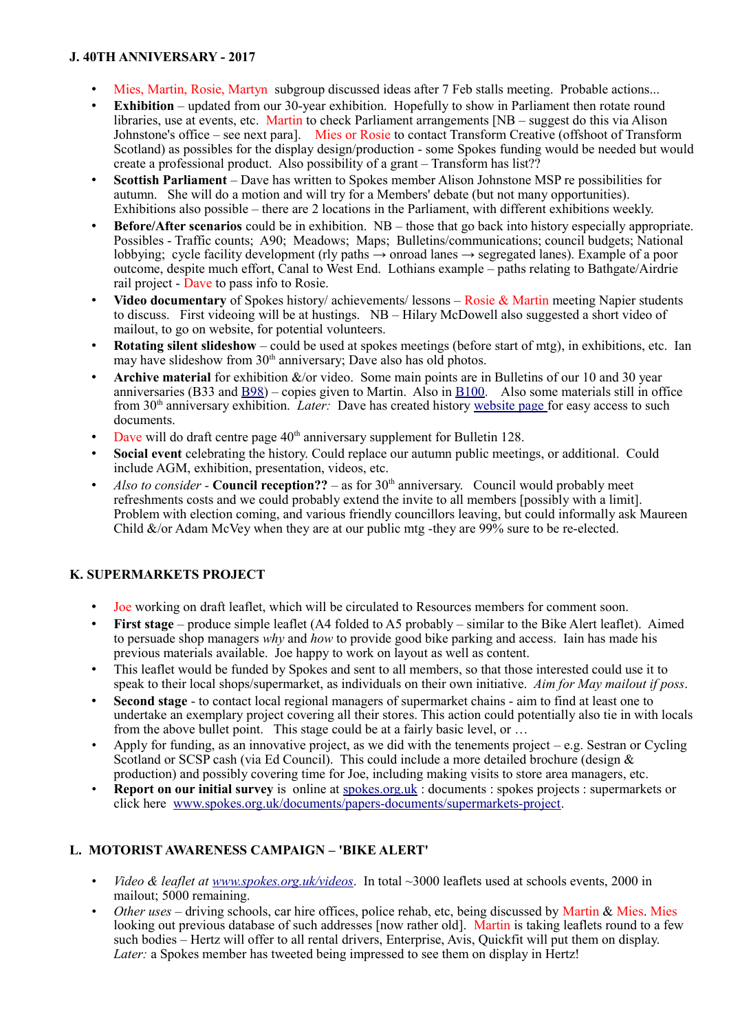### J. 40TH ANNIVERSARY - 2017

- Mies, Martin, Rosie, Martyn subgroup discussed ideas after 7 Feb stalls meeting. Probable actions...
- **Exhibition** – updated from our 30-year exhibition. Hopefully to show in Parliament then rotate round libraries, use at events, etc. Martin to check Parliament arrangements [NB – suggest do this via Alison Johnstone's office – see next para]. Mies or Rosie to contact Transform Creative (offshoot of Transform Scotland) as possibles for the display design/production - some Spokes funding would be needed but would create a professional product. Also possibility of a grant – Transform has list??
- **Scottish Parliament** – Dave has written to Spokes member Alison Johnstone MSP re possibilities for autumn. She will do a motion and will try for a Members' debate (but not many opportunities). Exhibitions also possible – there are 2 locations in the Parliament, with different exhibitions weekly.
- **Before/After scenarios** could be in exhibition. NB – those that go back into history especially appropriate. Possibles - Traffic counts; A90; Meadows; Maps; Bulletins/communications; council budgets; National lobbying; cycle facility development (rly paths → onroad lanes → segregated lanes). Example of a poor outcome, despite much effort, Canal to West End. Lothians example – paths relating to Bathgate/Airdrie rail project - Dave to pass info to Rosie.
- **Video documentary** of Spokes history/ achievements/ lessons – Rosie & Martin meeting Napier students to discuss. First videoing will be at hustings. NB – Hilary McDowell also suggested a short video of mailout, to go on website, for potential volunteers.
- **Rotating silent slideshow** – could be used at spokes meetings (before start of mtg), in exhibitions, etc. Ian may have slideshow from 30th anniversary; Dave also has old photos.
- **Archive material** for exhibition &/or video. Some main points are in Bulletins of our 10 and 30 year anniversaries (B33 and B98) – copies given to Martin. Also in B100. Also some materials still in office from 30th anniversary exhibition. *Later:* Dave has created history website page for easy access to such documents.
- Dave will do draft centre page 40th anniversary supplement for Bulletin 128.
- **Social event** celebrating the history. Could replace our autumn public meetings, or additional. Could include AGM, exhibition, presentation, videos, etc.
- *Also to consider* - **Council reception??** – as for 30th anniversary. Council would probably meet refreshments costs and we could probably extend the invite to all members [possibly with a limit]. Problem with election coming, and various friendly councillors leaving, but could informally ask Maureen Child &/or Adam McVey when they are at our public mtg -they are 99% sure to be re-elected.

### K. SUPERMARKETS PROJECT

- Joe working on draft leaflet, which will be circulated to Resources members for comment soon.
- **First stage** – produce simple leaflet (A4 folded to A5 probably – similar to the Bike Alert leaflet). Aimed to persuade shop managers *why* and *how* to provide good bike parking and access. Iain has made his previous materials available. Joe happy to work on layout as well as content.
- This leaflet would be funded by Spokes and sent to all members, so that those interested could use it to speak to their local shops/supermarket, as individuals on their own initiative. *Aim for May mailout if poss.*
- **Second stage** - to contact local regional managers of supermarket chains - aim to find at least one to undertake an exemplary project covering all their stores. This action could potentially also tie in with locals from the above bullet point. This stage could be at a fairly basic level, or …
- Apply for funding, as an innovative project, as we did with the tenements project – e.g. Sestran or Cycling Scotland or SCSP cash (via Ed Council). This could include a more detailed brochure (design & production) and possibly covering time for Joe, including making visits to store area managers, etc.
- **Report on our initial survey** is online at spokes.org.uk : documents : spokes projects : supermarkets or click here www.spokes.org.uk/documents/papers-documents/supermarkets-project.

### L. MOTORIST AWARENESS CAMPAIGN – 'BIKE ALERT'

- *Video & leaflet at www.spokes.org.uk/videos*. In total ~3000 leaflets used at schools events, 2000 in mailout; 5000 remaining.
- *Other uses* – driving schools, car hire offices, police rehab, etc, being discussed by Martin & Mies. Mies looking out previous database of such addresses [now rather old]. Martin is taking leaflets round to a few such bodies – Hertz will offer to all rental drivers, Enterprise, Avis, Quickfit will put them on display. *Later:* a Spokes member has tweeted being impressed to see them on display in Hertz!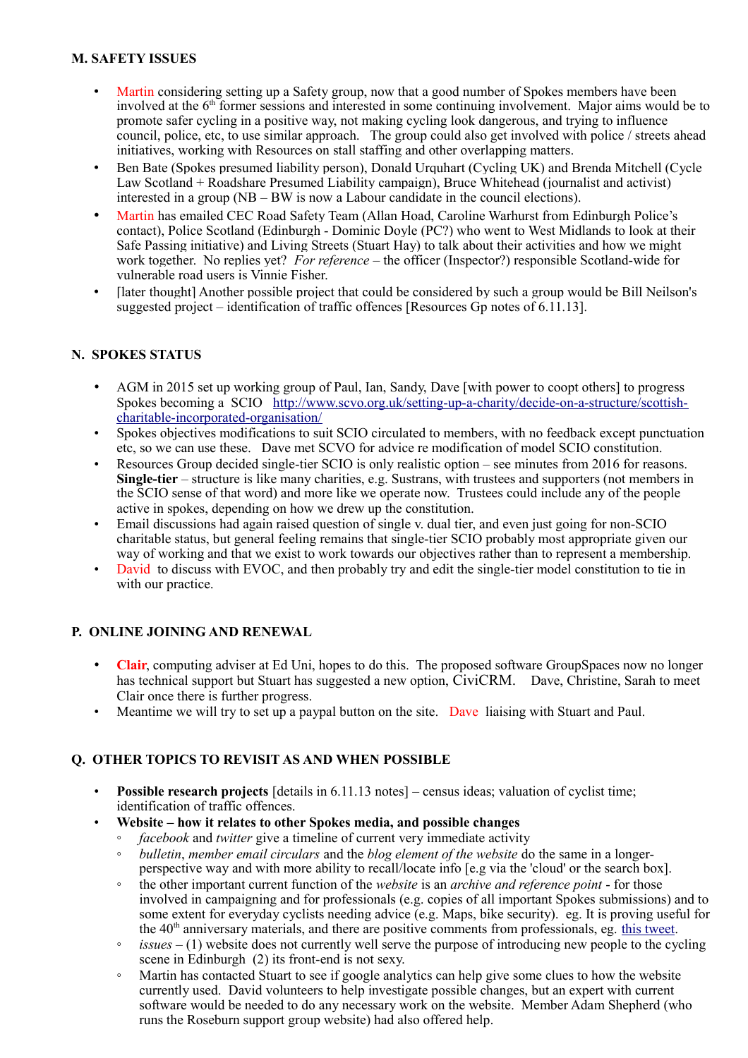### M. SAFETY ISSUES

- Martin considering setting up a Safety group, now that a good number of Spokes members have been involved at the 6th former sessions and interested in some continuing involvement. Major aims would be to promote safer cycling in a positive way, not making cycling look dangerous, and trying to influence council, police, etc, to use similar approach. The group could also get involved with police / streets ahead initiatives, working with Resources on stall staffing and other overlapping matters.
- Ben Bate (Spokes presumed liability person), Donald Urquhart (Cycling UK) and Brenda Mitchell (Cycle Law Scotland + Roadshare Presumed Liability campaign), Bruce Whitehead (journalist and activist) interested in a group (NB – BW is now a Labour candidate in the council elections).
- Martin has emailed CEC Road Safety Team (Allan Hoad, Caroline Warhurst from Edinburgh Police's contact), Police Scotland (Edinburgh - Dominic Doyle (PC?) who went to West Midlands to look at their Safe Passing initiative) and Living Streets (Stuart Hay) to talk about their activities and how we might work together. No replies yet? *For reference* – the officer (Inspector?) responsible Scotland-wide for vulnerable road users is Vinnie Fisher.
- [later thought] Another possible project that could be considered by such a group would be Bill Neilson's suggested project – identification of traffic offences [Resources Gp notes of 6.11.13].

### N. SPOKES STATUS

- AGM in 2015 set up working group of Paul, Ian, Sandy, Dave [with power to coopt others] to progress Spokes becoming a SCIO http://www.scvo.org.uk/setting-up-a-charity/decide-on-a-structure/scottish-charitable-incorporated-organisation/
- Spokes objectives modifications to suit SCIO circulated to members, with no feedback except punctuation etc, so we can use these. Dave met SCVO for advice re modification of model SCIO constitution.
- Resources Group decided single-tier SCIO is only realistic option – see minutes from 2016 for reasons. **Single-tier** – structure is like many charities, e.g. Sustrans, with trustees and supporters (not members in the SCIO sense of that word) and more like we operate now. Trustees could include any of the people active in spokes, depending on how we drew up the constitution.
- Email discussions had again raised question of single v. dual tier, and even just going for non-SCIO charitable status, but general feeling remains that single-tier SCIO probably most appropriate given our way of working and that we exist to work towards our objectives rather than to represent a membership.
- David to discuss with EVOC, and then probably try and edit the single-tier model constitution to tie in with our practice.

### P. ONLINE JOINING AND RENEWAL

- **Clair**, computing adviser at Ed Uni, hopes to do this. The proposed software GroupSpaces now no longer has technical support but Stuart has suggested a new option, CiviCRM. Dave, Christine, Sarah to meet Clair once there is further progress.
- Meantime we will try to set up a paypal button on the site. Dave liaising with Stuart and Paul.

### Q. OTHER TOPICS TO REVISIT AS AND WHEN POSSIBLE

- **Possible research projects** [details in 6.11.13 notes] – census ideas; valuation of cyclist time; identification of traffic offences.
- **Website – how it relates to other Spokes media, and possible changes**
  - *facebook* and *twitter* give a timeline of current very immediate activity
  - *bulletin*, *member email circulars* and the *blog element of the website* do the same in a longer-perspective way and with more ability to recall/locate info [e.g via the 'cloud' or the search box].
  - the other important current function of the *website* is an *archive and reference point* - for those involved in campaigning and for professionals (e.g. copies of all important Spokes submissions) and to some extent for everyday cyclists needing advice (e.g. Maps, bike security). eg. It is proving useful for the 40th anniversary materials, and there are positive comments from professionals, eg. this tweet.
  - *issues* – (1) website does not currently well serve the purpose of introducing new people to the cycling scene in Edinburgh (2) its front-end is not sexy.
  - Martin has contacted Stuart to see if google analytics can help give some clues to how the website currently used. David volunteers to help investigate possible changes, but an expert with current software would be needed to do any necessary work on the website. Member Adam Shepherd (who runs the Roseburn support group website) had also offered help.